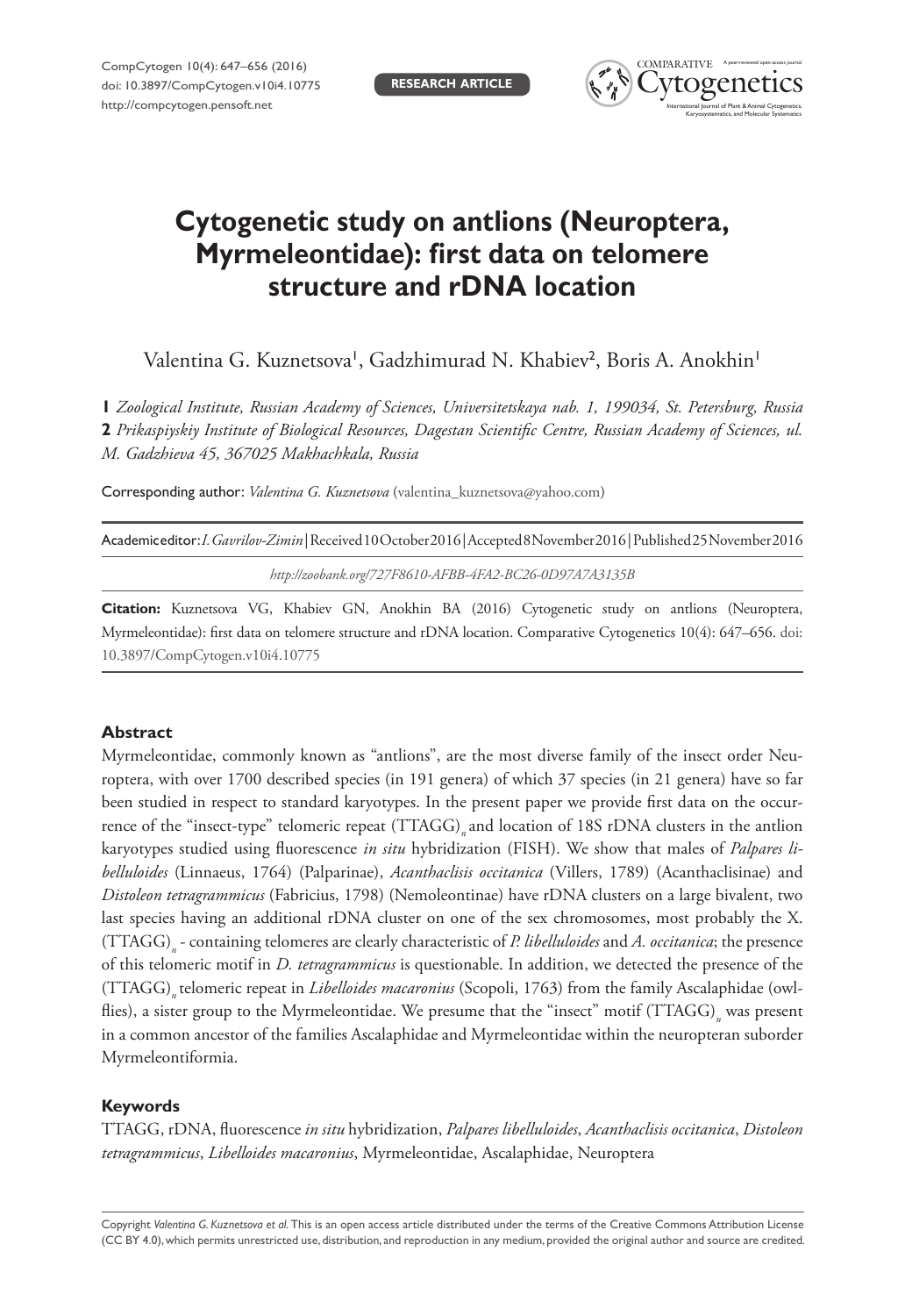# Cytogenetic study on antlions (Neuroptera, Myrmeleontidae): first data on telomere structure and rDNA location

Valentina G. Kuznetsova[1], Gadzhimurad N. Khabiev[2], Boris A. Anokhin[1]

**1** *Zoological Institute, Russian Academy of Sciences, Universitetskaya nab. 1, 199034, St. Petersburg, Russia*
**2** *Prikaspiyskiy Institute of Biological Resources, Dagestan Scientific Centre, Russian Academy of Sciences, ul. M. Gadzhieva 45, 367025 Makhachkala, Russia*

Corresponding author: *Valentina G. Kuznetsova* (valentina_kuznetsova@yahoo.com)

Academic editor: *I. Gavrilov-Zimin* | Received 10 October 2016 | Accepted 8 November 2016 | Published 25 November 2016

*http://zoobank.org/727F8610-AFBB-4FA2-BC26-0D97A7A3135B*

**Citation:** Kuznetsova VG, Khabiev GN, Anokhin BA (2016) Cytogenetic study on antlions (Neuroptera, Myrmeleontidae): first data on telomere structure and rDNA location. Comparative Cytogenetics 10(4): 647–656. doi: 10.3897/CompCytogen.v10i4.10775

## Abstract

Myrmeleontidae, commonly known as "antlions", are the most diverse family of the insect order Neuroptera, with over 1700 described species (in 191 genera) of which 37 species (in 21 genera) have so far been studied in respect to standard karyotypes. In the present paper we provide first data on the occurrence of the "insect-type" telomeric repeat $(TTAGG)_n$ and location of 18S rDNA clusters in the antlion karyotypes studied using fluorescence *in situ* hybridization (FISH). We show that males of *Palpares libelluloides* (Linnaeus, 1764) (Palparinae), *Acanthaclisis occitanica* (Villers, 1789) (Acanthaclisinae) and *Distoleon tetragrammicus* (Fabricius, 1798) (Nemoleontinae) have rDNA clusters on a large bivalent, two last species having an additional rDNA cluster on one of the sex chromosomes, most probably the X. $(TTAGG)_n$ - containing telomeres are clearly characteristic of *P. libelluloides* and *A. occitanica*; the presence of this telomeric motif in *D. tetragrammicus* is questionable. In addition, we detected the presence of the $(TTAGG)_n$ telomeric repeat in *Libelloides macaronius* (Scopoli, 1763) from the family Ascalaphidae (owlflies), a sister group to the Myrmeleontidae. We presume that the "insect" motif $(TTAGG)_n$ was present in a common ancestor of the families Ascalaphidae and Myrmeleontidae within the neuropteran suborder Myrmeleontiformia.

## Keywords

TTAGG, rDNA, fluorescence *in situ* hybridization, *Palpares libelluloides*, *Acanthaclisis occitanica*, *Distoleon tetragrammicus*, *Libelloides macaronius*, Myrmeleontidae, Ascalaphidae, Neuroptera

Copyright *Valentina G. Kuznetsova et al.* This is an open access article distributed under the terms of the Creative Commons Attribution License (CC BY 4.0), which permits unrestricted use, distribution, and reproduction in any medium, provided the original author and source are credited.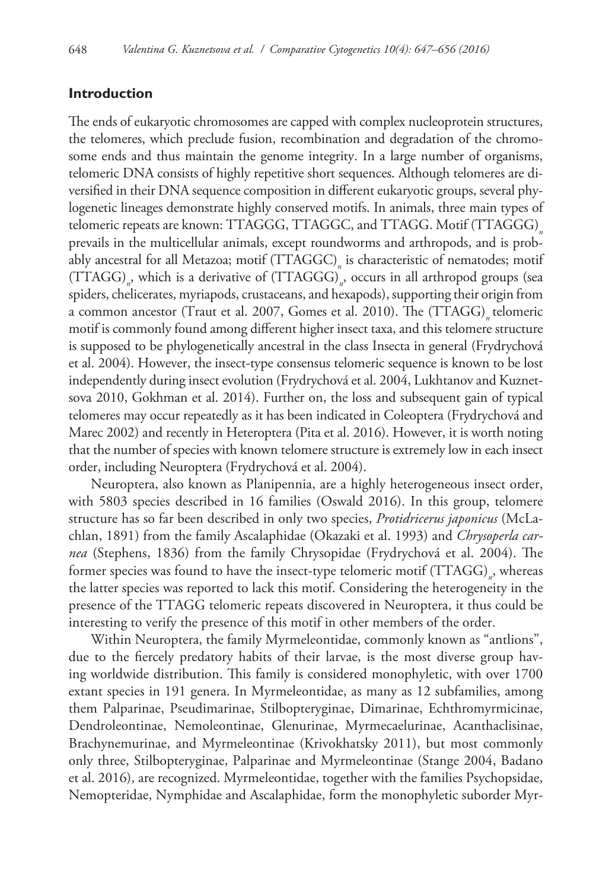## Introduction

The ends of eukaryotic chromosomes are capped with complex nucleoprotein structures, the telomeres, which preclude fusion, recombination and degradation of the chromosome ends and thus maintain the genome integrity. In a large number of organisms, telomeric DNA consists of highly repetitive short sequences. Although telomeres are diversified in their DNA sequence composition in different eukaryotic groups, several phylogenetic lineages demonstrate highly conserved motifs. In animals, three main types of telomeric repeats are known: TTAGGG, TTAGGC, and TTAGG. Motif $(TTAGGG)_n$ prevails in the multicellular animals, except roundworms and arthropods, and is probably ancestral for all Metazoa; motif $(TTAGGC)_n$ is characteristic of nematodes; motif $(TTAGG)_n$, which is a derivative of $(TTAGGG)_n$, occurs in all arthropod groups (sea spiders, chelicerates, myriapods, crustaceans, and hexapods), supporting their origin from a common ancestor (Traut et al. 2007, Gomes et al. 2010). The $(TTAGG)_n$ telomeric motif is commonly found among different higher insect taxa, and this telomere structure is supposed to be phylogenetically ancestral in the class Insecta in general (Frydrychová et al. 2004). However, the insect-type consensus telomeric sequence is known to be lost independently during insect evolution (Frydrychová et al. 2004, Lukhtanov and Kuznetsova 2010, Gokhman et al. 2014). Further on, the loss and subsequent gain of typical telomeres may occur repeatedly as it has been indicated in Coleoptera (Frydrychová and Marec 2002) and recently in Heteroptera (Pita et al. 2016). However, it is worth noting that the number of species with known telomere structure is extremely low in each insect order, including Neuroptera (Frydrychová et al. 2004).

Neuroptera, also known as Planipennia, are a highly heterogeneous insect order, with 5803 species described in 16 families (Oswald 2016). In this group, telomere structure has so far been described in only two species, *Protidricerus japonicus* (McLachlan, 1891) from the family Ascalaphidae (Okazaki et al. 1993) and *Chrysoperla carnea* (Stephens, 1836) from the family Chrysopidae (Frydrychová et al. 2004). The former species was found to have the insect-type telomeric motif $(TTAGG)_n$, whereas the latter species was reported to lack this motif. Considering the heterogeneity in the presence of the TTAGG telomeric repeats discovered in Neuroptera, it thus could be interesting to verify the presence of this motif in other members of the order.

Within Neuroptera, the family Myrmeleontidae, commonly known as "antlions", due to the fiercely predatory habits of their larvae, is the most diverse group having worldwide distribution. This family is considered monophyletic, with over 1700 extant species in 191 genera. In Myrmeleontidae, as many as 12 subfamilies, among them Palparinae, Pseudimarinae, Stilbopteryginae, Dimarinae, Echthromyrmicinae, Dendroleontinae, Nemoleontinae, Glenurinae, Myrmecaelurinae, Acanthaclisinae, Brachynemurinae, and Myrmeleontinae (Krivokhatsky 2011), but most commonly only three, Stilbopteryginae, Palparinae and Myrmeleontinae (Stange 2004, Badano et al. 2016), are recognized. Myrmeleontidae, together with the families Psychopsidae, Nemopteridae, Nymphidae and Ascalaphidae, form the monophyletic suborder Myr-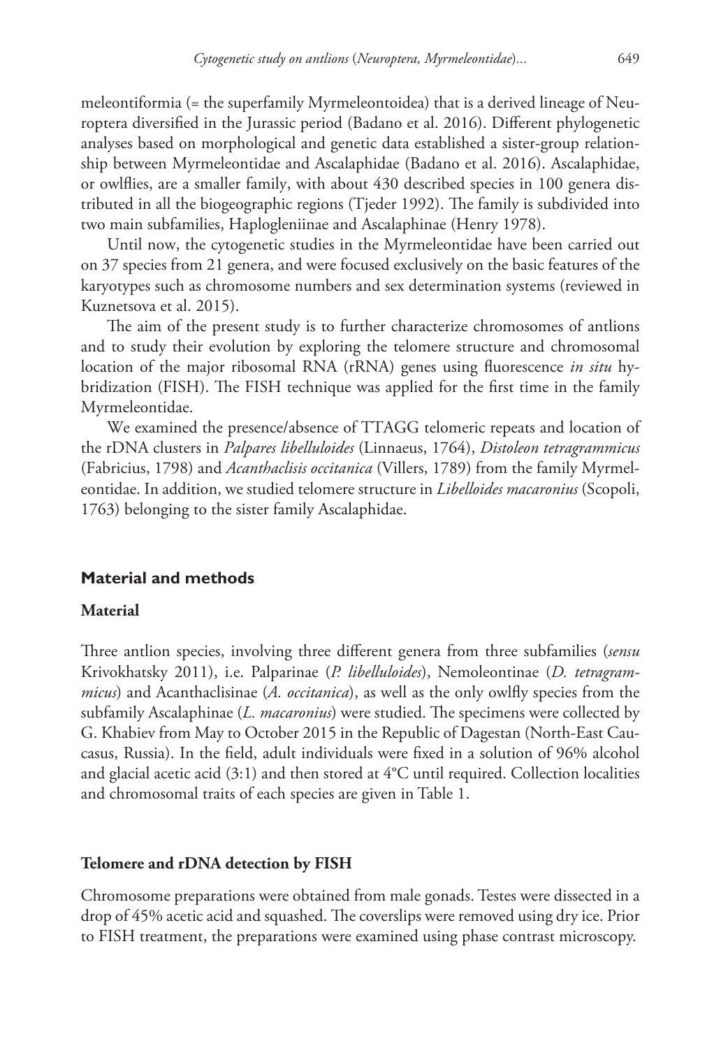meleontiformia (= the superfamily Myrmeleontoidea) that is a derived lineage of Neuroptera diversified in the Jurassic period (Badano et al. 2016). Different phylogenetic analyses based on morphological and genetic data established a sister-group relationship between Myrmeleontidae and Ascalaphidae (Badano et al. 2016). Ascalaphidae, or owlflies, are a smaller family, with about 430 described species in 100 genera distributed in all the biogeographic regions (Tjeder 1992). The family is subdivided into two main subfamilies, Haplogleniinae and Ascalaphinae (Henry 1978).

Until now, the cytogenetic studies in the Myrmeleontidae have been carried out on 37 species from 21 genera, and were focused exclusively on the basic features of the karyotypes such as chromosome numbers and sex determination systems (reviewed in Kuznetsova et al. 2015).

The aim of the present study is to further characterize chromosomes of antlions and to study their evolution by exploring the telomere structure and chromosomal location of the major ribosomal RNA (rRNA) genes using fluorescence *in situ* hybridization (FISH). The FISH technique was applied for the first time in the family Myrmeleontidae.

We examined the presence/absence of TTAGG telomeric repeats and location of the rDNA clusters in *Palpares libelluloides* (Linnaeus, 1764), *Distoleon tetragrammicus* (Fabricius, 1798) and *Acanthaclisis occitanica* (Villers, 1789) from the family Myrmeleontidae. In addition, we studied telomere structure in *Libelloides macaronius* (Scopoli, 1763) belonging to the sister family Ascalaphidae.

## Material and methods

### Material

Three antlion species, involving three different genera from three subfamilies (*sensu* Krivokhatsky 2011), i.e. Palparinae (*P. libelluloides*), Nemoleontinae (*D. tetragrammicus*) and Acanthaclisinae (*A. occitanica*), as well as the only owlfly species from the subfamily Ascalaphinae (*L. macaronius*) were studied. The specimens were collected by G. Khabiev from May to October 2015 in the Republic of Dagestan (North-East Caucasus, Russia). In the field, adult individuals were fixed in a solution of 96% alcohol and glacial acetic acid (3:1) and then stored at 4°C until required. Collection localities and chromosomal traits of each species are given in Table 1.

### Telomere and rDNA detection by FISH

Chromosome preparations were obtained from male gonads. Testes were dissected in a drop of 45% acetic acid and squashed. The coverslips were removed using dry ice. Prior to FISH treatment, the preparations were examined using phase contrast microscopy.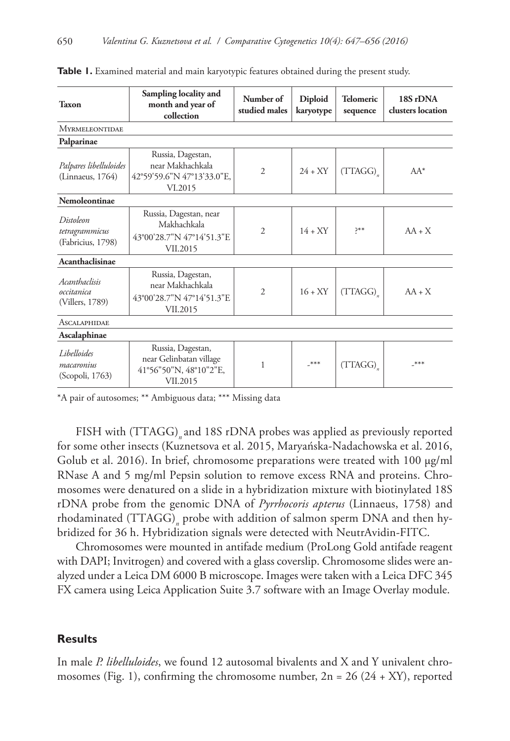**Table 1.** Examined material and main karyotypic features obtained during the present study.

| Taxon | Sampling locality and month and year of collection | Number of studied males | Diploid karyotype | Telomeric sequence | 18S rDNA clusters location |
|---|---|---|---|---|---|
| MYRMELEONTIDAE | | | | | |
| **Palparinae** | | | | | |
| *Palpares libelluloides* (Linnaeus, 1764) | Russia, Dagestan, near Makhachkala 42°59'59.6"N 47°13'33.0"E, VI.2015 | 2 | 24 + XY | $(TTAGG)_n$ | AA* |
| **Nemoleontinae** | | | | | |
| *Distoleon tetragrammicus* (Fabricius, 1798) | Russia, Dagestan, near Makhachkala 43°00'28.7"N 47°14'51.3"E VII.2015 | 2 | 14 + XY | ?** | AA + X |
| **Acanthaclisinae** | | | | | |
| *Acanthaclisis occitanica* (Villers, 1789) | Russia, Dagestan, near Makhachkala 43°00'28.7"N 47°14'51.3"E VII.2015 | 2 | 16 + XY | $(TTAGG)_n$ | AA + X |
| ASCALAPHIDAE | | | | | |
| **Ascalaphinae** | | | | | |
| *Libelloides macaronius* (Scopoli, 1763) | Russia, Dagestan, near Gelinbatan village 41°56"50"N, 48°10"2"E, VII.2015 | 1 | -*** | $(TTAGG)_n$ | -*** |

*A pair of autosomes; ** Ambiguous data; *** Missing data

FISH with $(TTAGG)_n$ and 18S rDNA probes was applied as previously reported for some other insects (Kuznetsova et al. 2015, Maryańska-Nadachowska et al. 2016, Golub et al. 2016). In brief, chromosome preparations were treated with 100 µg/ml RNase A and 5 mg/ml Pepsin solution to remove excess RNA and proteins. Chromosomes were denatured on a slide in a hybridization mixture with biotinylated 18S rDNA probe from the genomic DNA of *Pyrrhocoris apterus* (Linnaeus, 1758) and rhodaminated $(TTAGG)_n$ probe with addition of salmon sperm DNA and then hybridized for 36 h. Hybridization signals were detected with NeutrAvidin-FITC.

Chromosomes were mounted in antifade medium (ProLong Gold antifade reagent with DAPI; Invitrogen) and covered with a glass coverslip. Chromosome slides were analyzed under a Leica DM 6000 B microscope. Images were taken with a Leica DFC 345 FX camera using Leica Application Suite 3.7 software with an Image Overlay module.

## Results

In male *P. libelluloides*, we found 12 autosomal bivalents and X and Y univalent chromosomes (Fig. 1), confirming the chromosome number, 2n = 26 (24 + XY), reported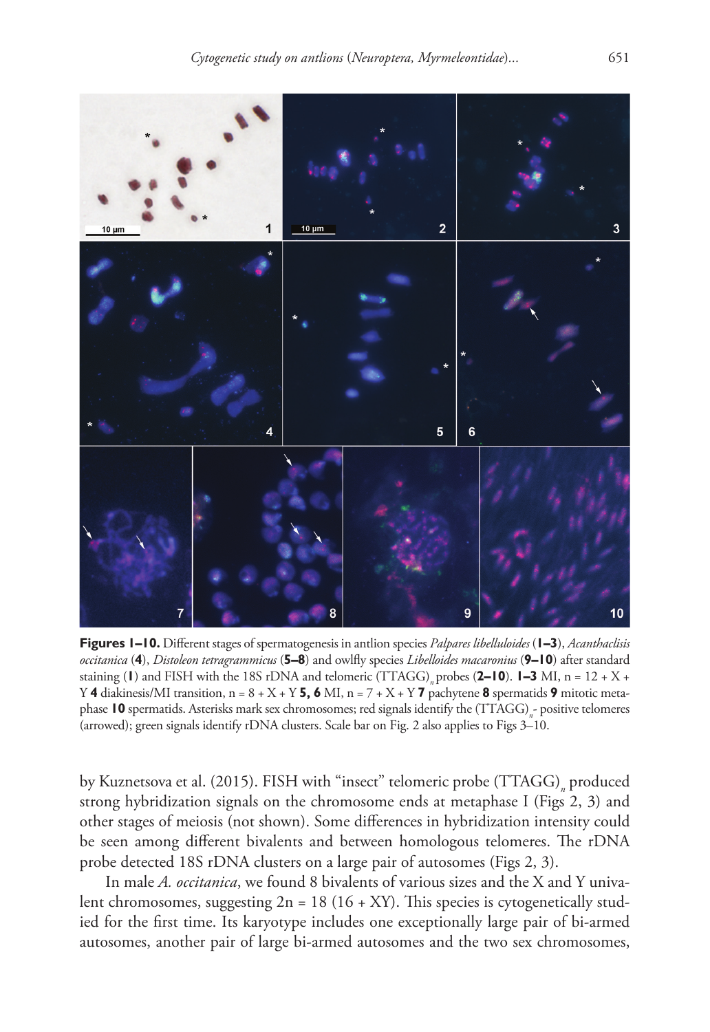**Figures 1–10.** Different stages of spermatogenesis in antlion species *Palpares libelluloides* (**1–3**), *Acanthaclisis occitanica* (**4**), *Distoleon tetragrammicus* (**5–8**) and owlfly species *Libelloides macaronius* (**9–10**) after standard staining (**1**) and FISH with the 18S rDNA and telomeric $(TTAGG)_n$ probes (**2–10**). **1–3** MI, n = 12 + X + Y **4** diakinesis/MI transition, n = 8 + X + Y **5, 6** MI, n = 7 + X + Y **7** pachytene **8** spermatids **9** mitotic metaphase **10** spermatids. Asterisks mark sex chromosomes; red signals identify the $(TTAGG)_n$- positive telomeres (arrowed); green signals identify rDNA clusters. Scale bar on Fig. 2 also applies to Figs 3–10.

by Kuznetsova et al. (2015). FISH with "insect" telomeric probe $(TTAGG)_n$ produced strong hybridization signals on the chromosome ends at metaphase I (Figs 2, 3) and other stages of meiosis (not shown). Some differences in hybridization intensity could be seen among different bivalents and between homologous telomeres. The rDNA probe detected 18S rDNA clusters on a large pair of autosomes (Figs 2, 3).

In male *A. occitanica*, we found 8 bivalents of various sizes and the X and Y univalent chromosomes, suggesting 2n = 18 (16 + XY). This species is cytogenetically studied for the first time. Its karyotype includes one exceptionally large pair of bi-armed autosomes, another pair of large bi-armed autosomes and the two sex chromosomes,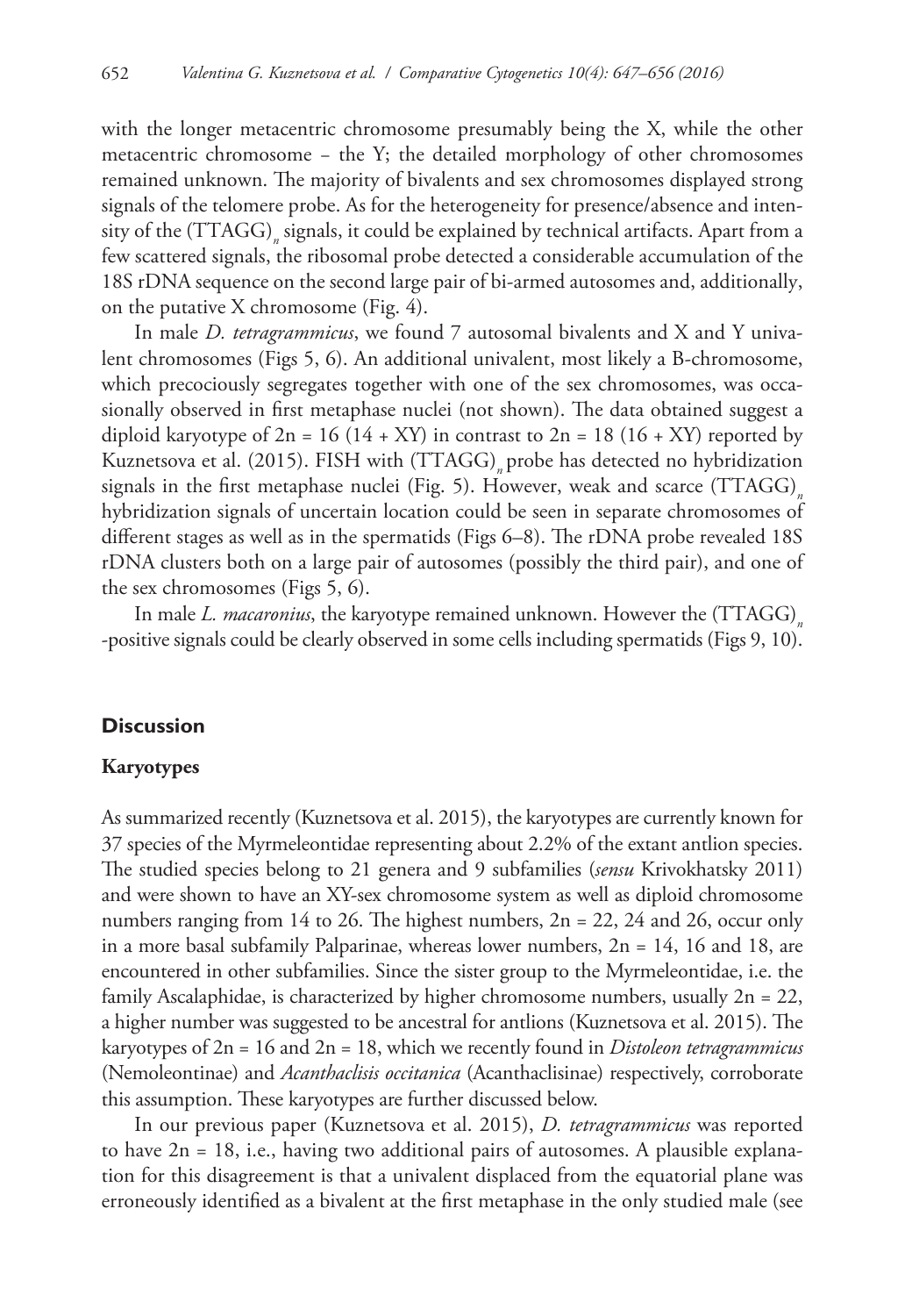with the longer metacentric chromosome presumably being the X, while the other metacentric chromosome – the Y; the detailed morphology of other chromosomes remained unknown. The majority of bivalents and sex chromosomes displayed strong signals of the telomere probe. As for the heterogeneity for presence/absence and intensity of the $(TTAGG)_n$ signals, it could be explained by technical artifacts. Apart from a few scattered signals, the ribosomal probe detected a considerable accumulation of the 18S rDNA sequence on the second large pair of bi-armed autosomes and, additionally, on the putative X chromosome (Fig. 4).

In male *D. tetragrammicus*, we found 7 autosomal bivalents and X and Y univalent chromosomes (Figs 5, 6). An additional univalent, most likely a B-chromosome, which precociously segregates together with one of the sex chromosomes, was occasionally observed in first metaphase nuclei (not shown). The data obtained suggest a diploid karyotype of 2n = 16 (14 + XY) in contrast to 2n = 18 (16 + XY) reported by Kuznetsova et al. (2015). FISH with $(TTAGG)_n$ probe has detected no hybridization signals in the first metaphase nuclei (Fig. 5). However, weak and scarce $(TTAGG)_n$ hybridization signals of uncertain location could be seen in separate chromosomes of different stages as well as in the spermatids (Figs 6–8). The rDNA probe revealed 18S rDNA clusters both on a large pair of autosomes (possibly the third pair), and one of the sex chromosomes (Figs 5, 6).

In male *L. macaronius*, the karyotype remained unknown. However the $(TTAGG)_n$ -positive signals could be clearly observed in some cells including spermatids (Figs 9, 10).

## Discussion

### Karyotypes

As summarized recently (Kuznetsova et al. 2015), the karyotypes are currently known for 37 species of the Myrmeleontidae representing about 2.2% of the extant antlion species. The studied species belong to 21 genera and 9 subfamilies (*sensu* Krivokhatsky 2011) and were shown to have an XY-sex chromosome system as well as diploid chromosome numbers ranging from 14 to 26. The highest numbers, 2n = 22, 24 and 26, occur only in a more basal subfamily Palparinae, whereas lower numbers, 2n = 14, 16 and 18, are encountered in other subfamilies. Since the sister group to the Myrmeleontidae, i.e. the family Ascalaphidae, is characterized by higher chromosome numbers, usually 2n = 22, a higher number was suggested to be ancestral for antlions (Kuznetsova et al. 2015). The karyotypes of 2n = 16 and 2n = 18, which we recently found in *Distoleon tetragrammicus* (Nemoleontinae) and *Acanthaclisis occitanica* (Acanthaclisinae) respectively, corroborate this assumption. These karyotypes are further discussed below.

In our previous paper (Kuznetsova et al. 2015), *D. tetragrammicus* was reported to have 2n = 18, i.e., having two additional pairs of autosomes. A plausible explanation for this disagreement is that a univalent displaced from the equatorial plane was erroneously identified as a bivalent at the first metaphase in the only studied male (see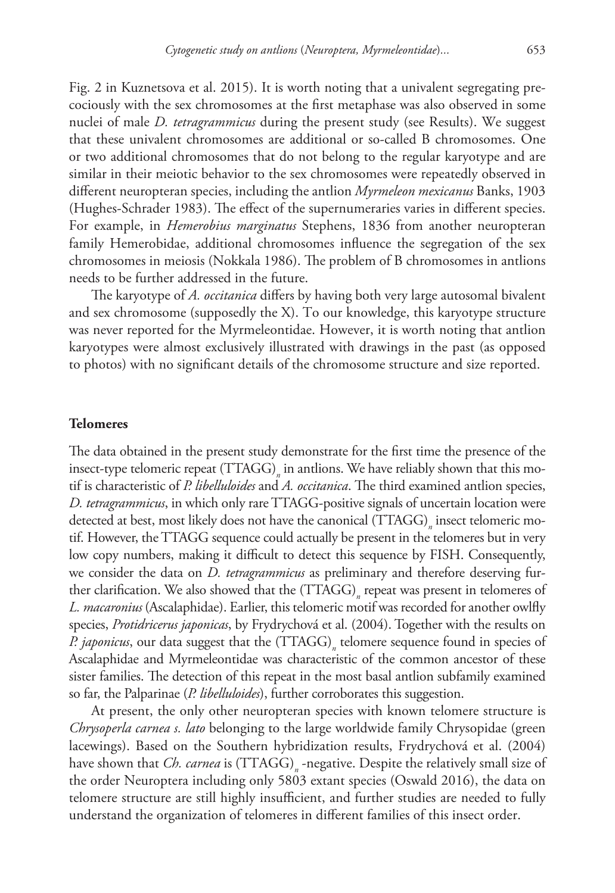Fig. 2 in Kuznetsova et al. 2015). It is worth noting that a univalent segregating precociously with the sex chromosomes at the first metaphase was also observed in some nuclei of male *D. tetragrammicus* during the present study (see Results). We suggest that these univalent chromosomes are additional or so-called B chromosomes. One or two additional chromosomes that do not belong to the regular karyotype and are similar in their meiotic behavior to the sex chromosomes were repeatedly observed in different neuropteran species, including the antlion *Myrmeleon mexicanus* Banks, 1903 (Hughes-Schrader 1983). The effect of the supernumeraries varies in different species. For example, in *Hemerobius marginatus* Stephens, 1836 from another neuropteran family Hemerobidae, additional chromosomes influence the segregation of the sex chromosomes in meiosis (Nokkala 1986). The problem of B chromosomes in antlions needs to be further addressed in the future.

The karyotype of *A. occitanica* differs by having both very large autosomal bivalent and sex chromosome (supposedly the X). To our knowledge, this karyotype structure was never reported for the Myrmeleontidae. However, it is worth noting that antlion karyotypes were almost exclusively illustrated with drawings in the past (as opposed to photos) with no significant details of the chromosome structure and size reported.

### Telomeres

The data obtained in the present study demonstrate for the first time the presence of the insect-type telomeric repeat $(TTAGG)_n$ in antlions. We have reliably shown that this motif is characteristic of *P. libelluloides* and *A. occitanica*. The third examined antlion species, *D. tetragrammicus*, in which only rare TTAGG-positive signals of uncertain location were detected at best, most likely does not have the canonical $(TTAGG)_n$ insect telomeric motif. However, the TTAGG sequence could actually be present in the telomeres but in very low copy numbers, making it difficult to detect this sequence by FISH. Consequently, we consider the data on *D. tetragrammicus* as preliminary and therefore deserving further clarification. We also showed that the $(TTAGG)_n$ repeat was present in telomeres of *L. macaronius* (Ascalaphidae). Earlier, this telomeric motif was recorded for another owlfly species, *Protidricerus japonicas*, by Frydrychová et al. (2004). Together with the results on *P. japonicus*, our data suggest that the $(TTAGG)_n$ telomere sequence found in species of Ascalaphidae and Myrmeleontidae was characteristic of the common ancestor of these sister families. The detection of this repeat in the most basal antlion subfamily examined so far, the Palparinae (*P. libelluloides*), further corroborates this suggestion.

At present, the only other neuropteran species with known telomere structure is *Chrysoperla carnea s. lato* belonging to the large worldwide family Chrysopidae (green lacewings). Based on the Southern hybridization results, Frydrychová et al. (2004) have shown that *Ch. carnea* is $(TTAGG)_n$-negative. Despite the relatively small size of the order Neuroptera including only 5803 extant species (Oswald 2016), the data on telomere structure are still highly insufficient, and further studies are needed to fully understand the organization of telomeres in different families of this insect order.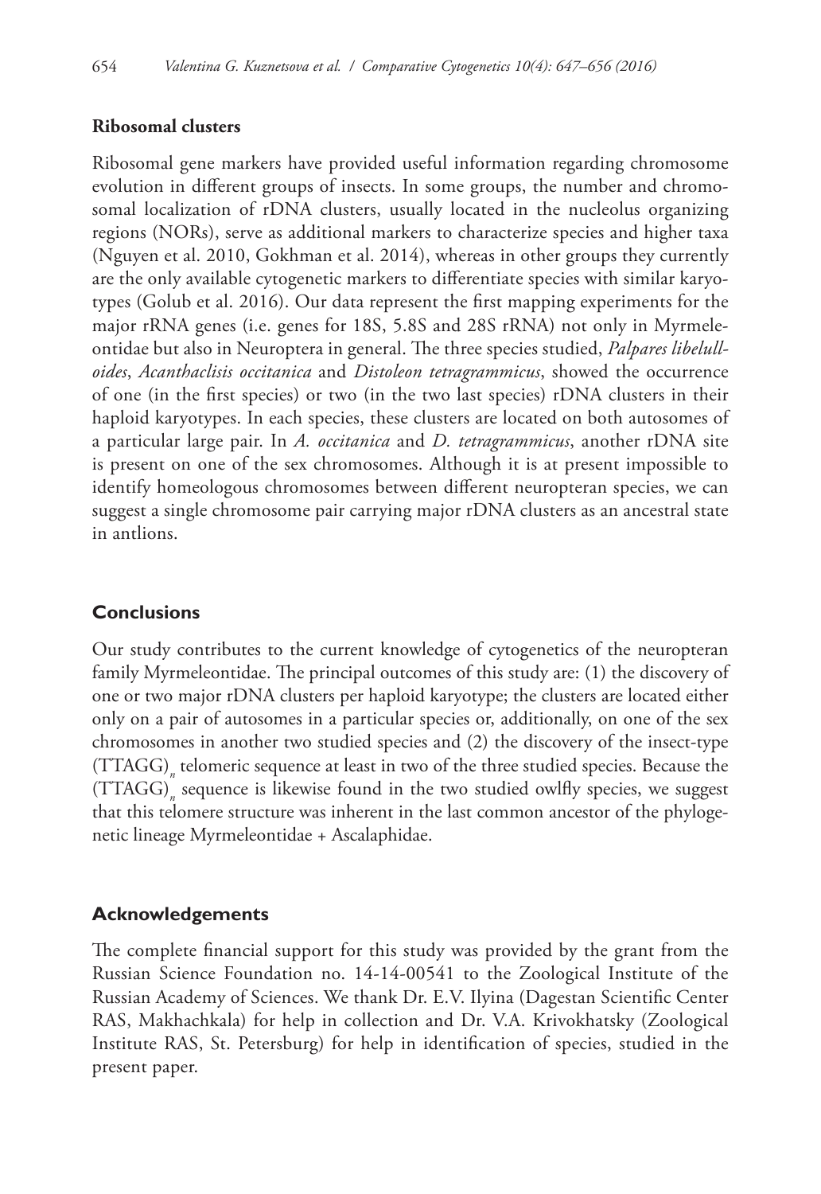## Ribosomal clusters

Ribosomal gene markers have provided useful information regarding chromosome evolution in different groups of insects. In some groups, the number and chromosomal localization of rDNA clusters, usually located in the nucleolus organizing regions (NORs), serve as additional markers to characterize species and higher taxa (Nguyen et al. 2010, Gokhman et al. 2014), whereas in other groups they currently are the only available cytogenetic markers to differentiate species with similar karyotypes (Golub et al. 2016). Our data represent the first mapping experiments for the major rRNA genes (i.e. genes for 18S, 5.8S and 28S rRNA) not only in Myrmeleontidae but also in Neuroptera in general. The three species studied, *Palpares libelulloides*, *Acanthaclisis occitanica* and *Distoleon tetragrammicus*, showed the occurrence of one (in the first species) or two (in the two last species) rDNA clusters in their haploid karyotypes. In each species, these clusters are located on both autosomes of a particular large pair. In *A. occitanica* and *D. tetragrammicus*, another rDNA site is present on one of the sex chromosomes. Although it is at present impossible to identify homeologous chromosomes between different neuropteran species, we can suggest a single chromosome pair carrying major rDNA clusters as an ancestral state in antlions.

## Conclusions

Our study contributes to the current knowledge of cytogenetics of the neuropteran family Myrmeleontidae. The principal outcomes of this study are: (1) the discovery of one or two major rDNA clusters per haploid karyotype; the clusters are located either only on a pair of autosomes in a particular species or, additionally, on one of the sex chromosomes in another two studied species and (2) the discovery of the insect-type $(TTAGG)_n$ telomeric sequence at least in two of the three studied species. Because the $(TTAGG)_n$ sequence is likewise found in the two studied owlfly species, we suggest that this telomere structure was inherent in the last common ancestor of the phylogenetic lineage Myrmeleontidae + Ascalaphidae.

## Acknowledgements

The complete financial support for this study was provided by the grant from the Russian Science Foundation no. 14-14-00541 to the Zoological Institute of the Russian Academy of Sciences. We thank Dr. E.V. Ilyina (Dagestan Scientific Center RAS, Makhachkala) for help in collection and Dr. V.A. Krivokhatsky (Zoological Institute RAS, St. Petersburg) for help in identification of species, studied in the present paper.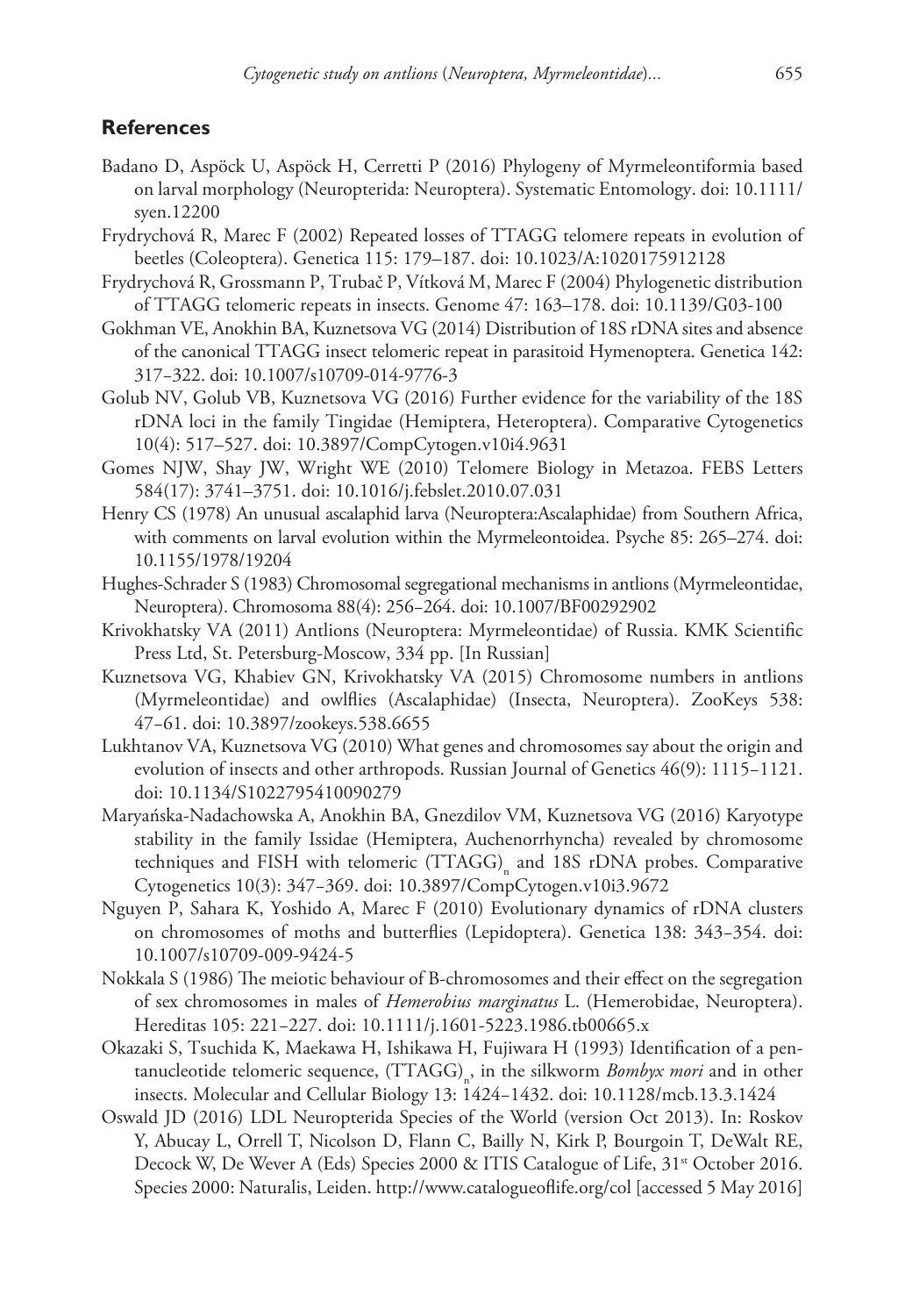## References

Badano D, Aspöck U, Aspöck H, Cerretti P (2016) Phylogeny of Myrmeleontiformia based on larval morphology (Neuropterida: Neuroptera). Systematic Entomology. doi: 10.1111/syen.12200

Frydrychová R, Marec F (2002) Repeated losses of TTAGG telomere repeats in evolution of beetles (Coleoptera). Genetica 115: 179–187. doi: 10.1023/A:1020175912128

Frydrychová R, Grossmann P, Trubač P, Vítková M, Marec F (2004) Phylogenetic distribution of TTAGG telomeric repeats in insects. Genome 47: 163–178. doi: 10.1139/G03-100

Gokhman VE, Anokhin BA, Kuznetsova VG (2014) Distribution of 18S rDNA sites and absence of the canonical TTAGG insect telomeric repeat in parasitoid Hymenoptera. Genetica 142: 317–322. doi: 10.1007/s10709-014-9776-3

Golub NV, Golub VB, Kuznetsova VG (2016) Further evidence for the variability of the 18S rDNA loci in the family Tingidae (Hemiptera, Heteroptera). Comparative Cytogenetics 10(4): 517–527. doi: 10.3897/CompCytogen.v10i4.9631

Gomes NJW, Shay JW, Wright WE (2010) Telomere Biology in Metazoa. FEBS Letters 584(17): 3741–3751. doi: 10.1016/j.febslet.2010.07.031

Henry CS (1978) An unusual ascalaphid larva (Neuroptera:Ascalaphidae) from Southern Africa, with comments on larval evolution within the Myrmeleontoidea. Psyche 85: 265–274. doi: 10.1155/1978/19204

Hughes-Schrader S (1983) Chromosomal segregational mechanisms in antlions (Myrmeleontidae, Neuroptera). Chromosoma 88(4): 256–264. doi: 10.1007/BF00292902

Krivokhatsky VA (2011) Antlions (Neuroptera: Myrmeleontidae) of Russia. KMK Scientific Press Ltd, St. Petersburg-Moscow, 334 pp. [In Russian]

Kuznetsova VG, Khabiev GN, Krivokhatsky VA (2015) Chromosome numbers in antlions (Myrmeleontidae) and owlflies (Ascalaphidae) (Insecta, Neuroptera). ZooKeys 538: 47–61. doi: 10.3897/zookeys.538.6655

Lukhtanov VA, Kuznetsova VG (2010) What genes and chromosomes say about the origin and evolution of insects and other arthropods. Russian Journal of Genetics 46(9): 1115–1121. doi: 10.1134/S1022795410090279

Maryańska-Nadachowska A, Anokhin BA, Gnezdilov VM, Kuznetsova VG (2016) Karyotype stability in the family Issidae (Hemiptera, Auchenorrhyncha) revealed by chromosome techniques and FISH with telomeric $(TTAGG)_n$ and 18S rDNA probes. Comparative Cytogenetics 10(3): 347–369. doi: 10.3897/CompCytogen.v10i3.9672

Nguyen P, Sahara K, Yoshido A, Marec F (2010) Evolutionary dynamics of rDNA clusters on chromosomes of moths and butterflies (Lepidoptera). Genetica 138: 343–354. doi: 10.1007/s10709-009-9424-5

Nokkala S (1986) The meiotic behaviour of B-chromosomes and their effect on the segregation of sex chromosomes in males of *Hemerobius marginatus* L. (Hemerobidae, Neuroptera). Hereditas 105: 221–227. doi: 10.1111/j.1601-5223.1986.tb00665.x

Okazaki S, Tsuchida K, Maekawa H, Ishikawa H, Fujiwara H (1993) Identification of a pentanucleotide telomeric sequence, $(TTAGG)_n$, in the silkworm *Bombyx mori* and in other insects. Molecular and Cellular Biology 13: 1424–1432. doi: 10.1128/mcb.13.3.1424

Oswald JD (2016) LDL Neuropterida Species of the World (version Oct 2013). In: Roskov Y, Abucay L, Orrell T, Nicolson D, Flann C, Bailly N, Kirk P, Bourgoin T, DeWalt RE, Decock W, De Wever A (Eds) Species 2000 & ITIS Catalogue of Life, 31st October 2016. Species 2000: Naturalis, Leiden. http://www.catalogueoflife.org/col [accessed 5 May 2016]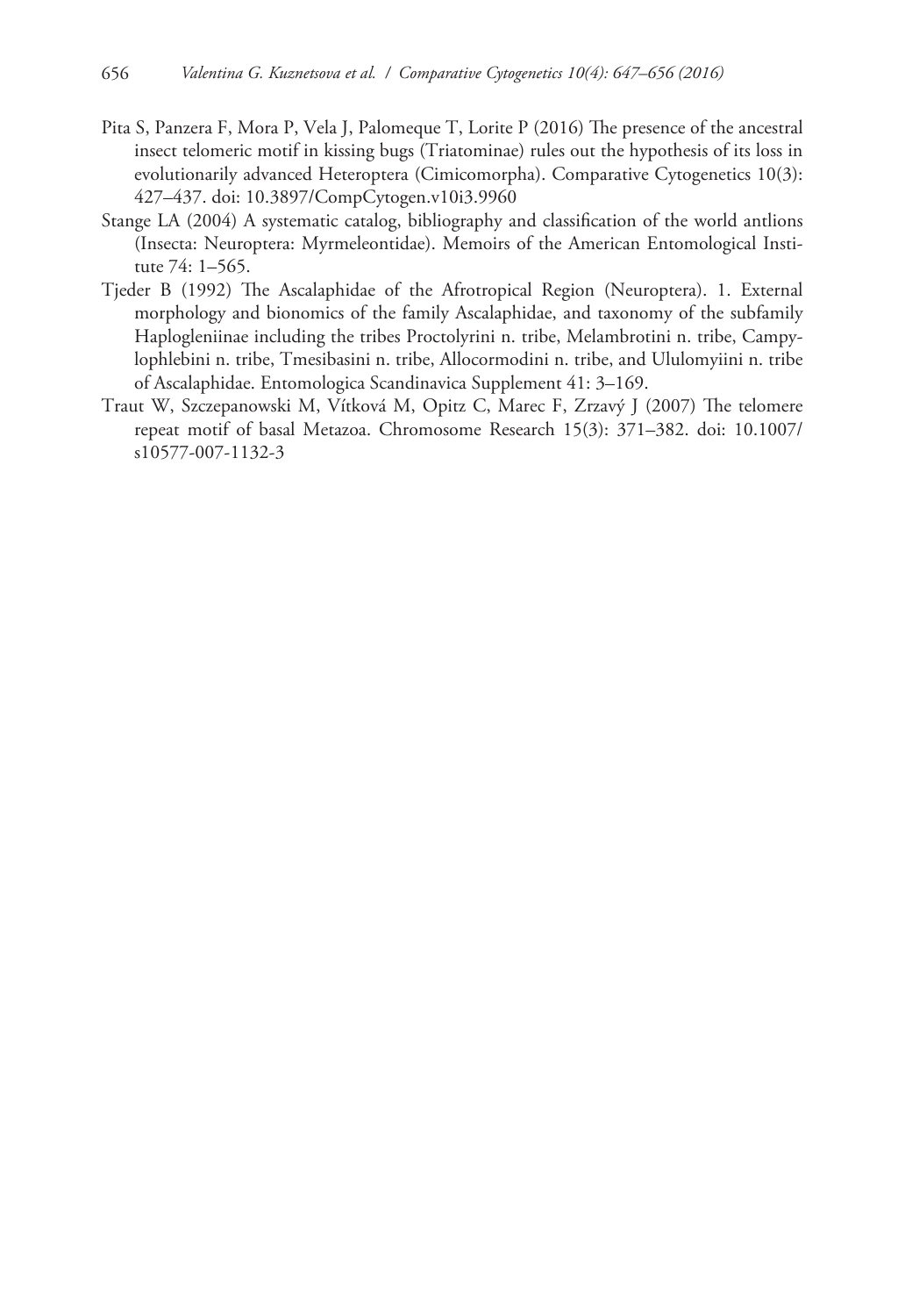Pita S, Panzera F, Mora P, Vela J, Palomeque T, Lorite P (2016) The presence of the ancestral insect telomeric motif in kissing bugs (Triatominae) rules out the hypothesis of its loss in evolutionarily advanced Heteroptera (Cimicomorpha). Comparative Cytogenetics 10(3): 427–437. doi: 10.3897/CompCytogen.v10i3.9960

Stange LA (2004) A systematic catalog, bibliography and classification of the world antlions (Insecta: Neuroptera: Myrmeleontidae). Memoirs of the American Entomological Institute 74: 1–565.

Tjeder B (1992) The Ascalaphidae of the Afrotropical Region (Neuroptera). 1. External morphology and bionomics of the family Ascalaphidae, and taxonomy of the subfamily Haplogleniinae including the tribes Proctolyrini n. tribe, Melambrotini n. tribe, Campylophlebini n. tribe, Tmesibasini n. tribe, Allocormodini n. tribe, and Ululomyiini n. tribe of Ascalaphidae. Entomologica Scandinavica Supplement 41: 3–169.

Traut W, Szczepanowski M, Vítková M, Opitz C, Marec F, Zrzavý J (2007) The telomere repeat motif of basal Metazoa. Chromosome Research 15(3): 371–382. doi: 10.1007/s10577-007-1132-3